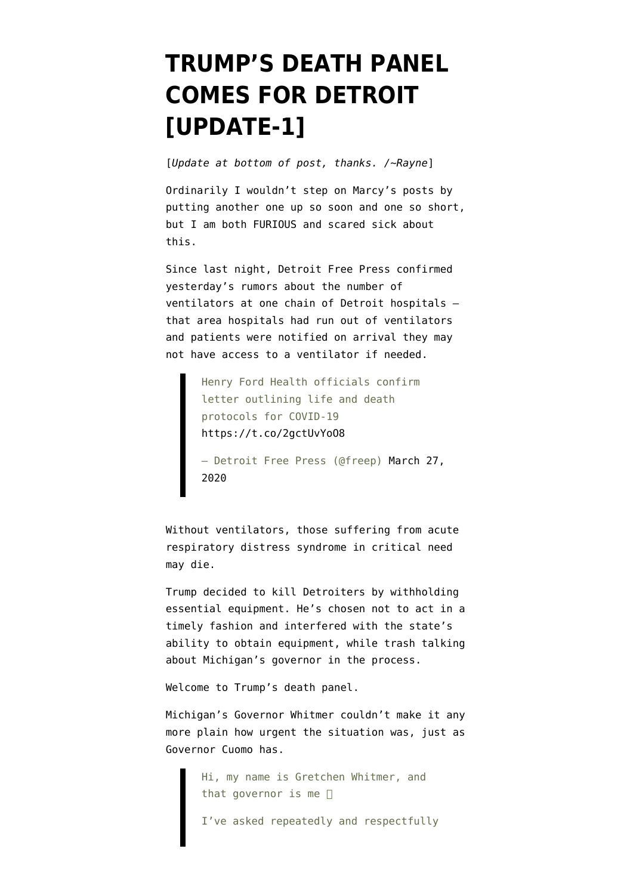# TRUMP'S DEATH PANEL COMES FOR DETROIT [UPDATE-1]

[*Update at bottom of post, thanks. /~Rayne*]

Ordinarily I wouldn't step on Marcy's posts by putting another one up so soon and one so short, but I am both FURIOUS and scared sick about this.

Since last night, Detroit Free Press confirmed yesterday's rumors about the number of ventilators at one chain of Detroit hospitals — that area hospitals had run out of ventilators and patients were notified on arrival they may not have access to a ventilator if needed.

> Henry Ford Health officials confirm letter outlining life and death protocols for COVID-19 https://t.co/2gctUvYoO8
>
> — Detroit Free Press (@freep) March 27, 2020

Without ventilators, those suffering from acute respiratory distress syndrome in critical need may die.

Trump decided to kill Detroiters by withholding essential equipment. He's chosen not to act in a timely fashion and interfered with the state's ability to obtain equipment, while trash talking about Michigan's governor in the process.

Welcome to Trump's death panel.

Michigan's Governor Whitmer couldn't make it any more plain how urgent the situation was, just as Governor Cuomo has.

> Hi, my name is Gretchen Whitmer, and that governor is me
>
> I've asked repeatedly and respectfully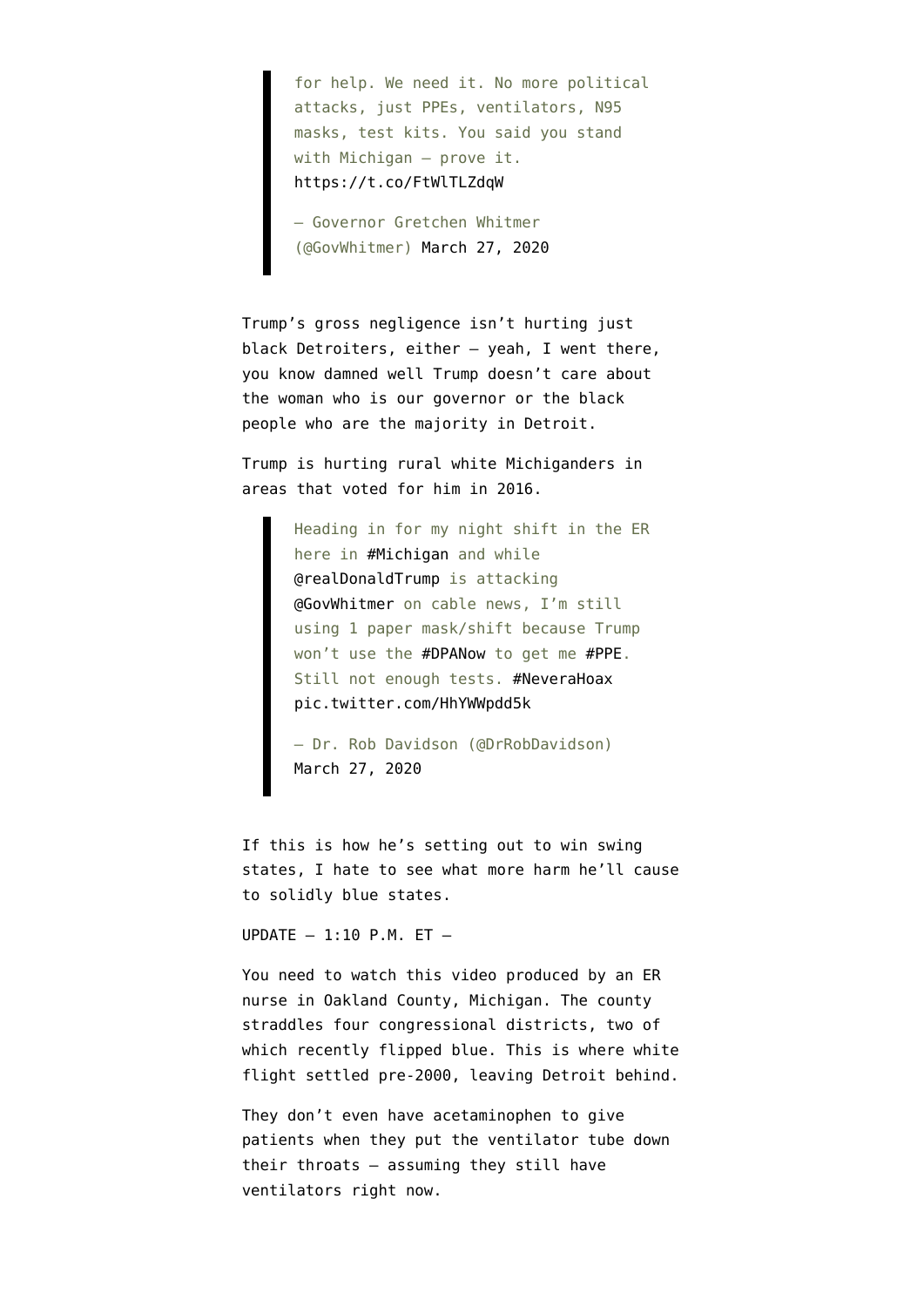> for help. We need it. No more political attacks, just PPEs, ventilators, N95 masks, test kits. You said you stand with Michigan — prove it. https://t.co/FtWlTLZdqW
>
> — Governor Gretchen Whitmer (@GovWhitmer) March 27, 2020

Trump's gross negligence isn't hurting just black Detroiters, either — yeah, I went there, you know damned well Trump doesn't care about the woman who is our governor or the black people who are the majority in Detroit.

Trump is hurting rural white Michiganders in areas that voted for him in 2016.

> Heading in for my night shift in the ER here in #Michigan and while @realDonaldTrump is attacking @GovWhitmer on cable news, I'm still using 1 paper mask/shift because Trump won't use the #DPANow to get me #PPE. Still not enough tests. #NeveraHoax pic.twitter.com/HhYWWpdd5k
>
> — Dr. Rob Davidson (@DrRobDavidson) March 27, 2020

If this is how he's setting out to win swing states, I hate to see what more harm he'll cause to solidly blue states.

UPDATE — 1:10 P.M. ET —

You need to watch this video produced by an ER nurse in Oakland County, Michigan. The county straddles four congressional districts, two of which recently flipped blue. This is where white flight settled pre-2000, leaving Detroit behind.

They don't even have acetaminophen to give patients when they put the ventilator tube down their throats — assuming they still have ventilators right now.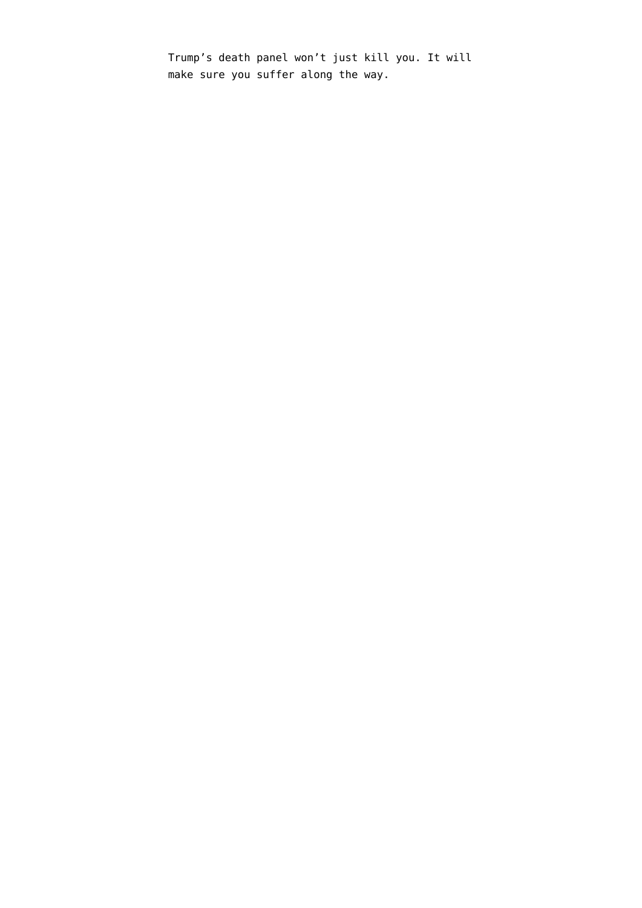Trump’s death panel won’t just kill you. It will make sure you suffer along the way.